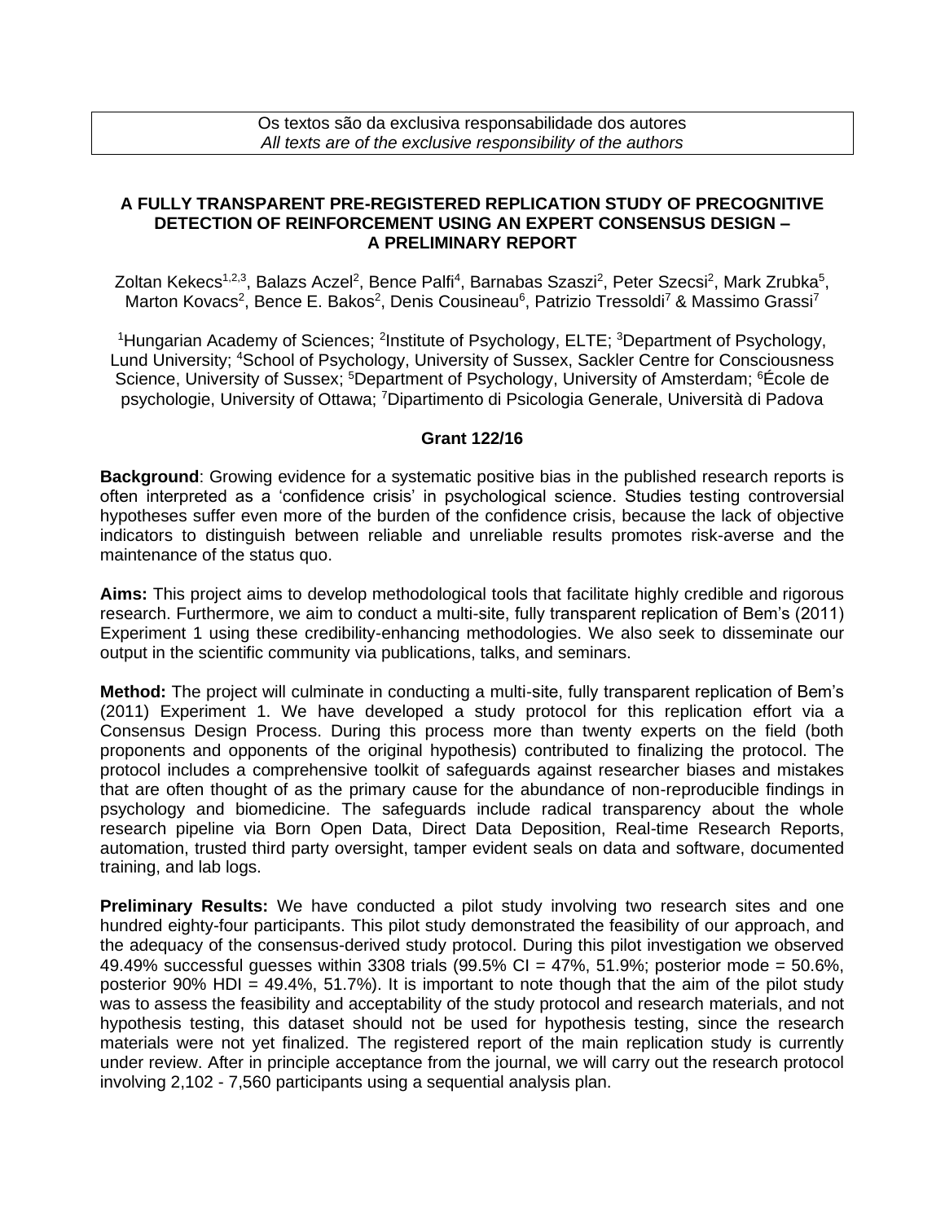Os textos são da exclusiva responsabilidade dos autores
*All texts are of the exclusive responsibility of the authors*

# A FULLY TRANSPARENT PRE-REGISTERED REPLICATION STUDY OF PRECOGNITIVE DETECTION OF REINFORCEMENT USING AN EXPERT CONSENSUS DESIGN – A PRELIMINARY REPORT

Zoltan Kekecs[1,2,3], Balazs Aczel[2], Bence Palfi[4], Barnabas Szaszi[2], Peter Szecsi[2], Mark Zrubka[5], Marton Kovacs[2], Bence E. Bakos[2], Denis Cousineau[6], Patrizio Tressoldi[7] & Massimo Grassi[7]

[1]Hungarian Academy of Sciences; [2]Institute of Psychology, ELTE; [3]Department of Psychology, Lund University; [4]School of Psychology, University of Sussex, Sackler Centre for Consciousness Science, University of Sussex; [5]Department of Psychology, University of Amsterdam; [6]École de psychologie, University of Ottawa; [7]Dipartimento di Psicologia Generale, Università di Padova

**Grant 122/16**

**Background**: Growing evidence for a systematic positive bias in the published research reports is often interpreted as a 'confidence crisis' in psychological science. Studies testing controversial hypotheses suffer even more of the burden of the confidence crisis, because the lack of objective indicators to distinguish between reliable and unreliable results promotes risk-averse and the maintenance of the status quo.

**Aims:** This project aims to develop methodological tools that facilitate highly credible and rigorous research. Furthermore, we aim to conduct a multi-site, fully transparent replication of Bem's (2011) Experiment 1 using these credibility-enhancing methodologies. We also seek to disseminate our output in the scientific community via publications, talks, and seminars.

**Method:** The project will culminate in conducting a multi-site, fully transparent replication of Bem's (2011) Experiment 1. We have developed a study protocol for this replication effort via a Consensus Design Process. During this process more than twenty experts on the field (both proponents and opponents of the original hypothesis) contributed to finalizing the protocol. The protocol includes a comprehensive toolkit of safeguards against researcher biases and mistakes that are often thought of as the primary cause for the abundance of non-reproducible findings in psychology and biomedicine. The safeguards include radical transparency about the whole research pipeline via Born Open Data, Direct Data Deposition, Real-time Research Reports, automation, trusted third party oversight, tamper evident seals on data and software, documented training, and lab logs.

**Preliminary Results:** We have conducted a pilot study involving two research sites and one hundred eighty-four participants. This pilot study demonstrated the feasibility of our approach, and the adequacy of the consensus-derived study protocol. During this pilot investigation we observed 49.49% successful guesses within 3308 trials (99.5% CI = 47%, 51.9%; posterior mode = 50.6%, posterior 90% HDI = 49.4%, 51.7%). It is important to note though that the aim of the pilot study was to assess the feasibility and acceptability of the study protocol and research materials, and not hypothesis testing, this dataset should not be used for hypothesis testing, since the research materials were not yet finalized. The registered report of the main replication study is currently under review. After in principle acceptance from the journal, we will carry out the research protocol involving 2,102 - 7,560 participants using a sequential analysis plan.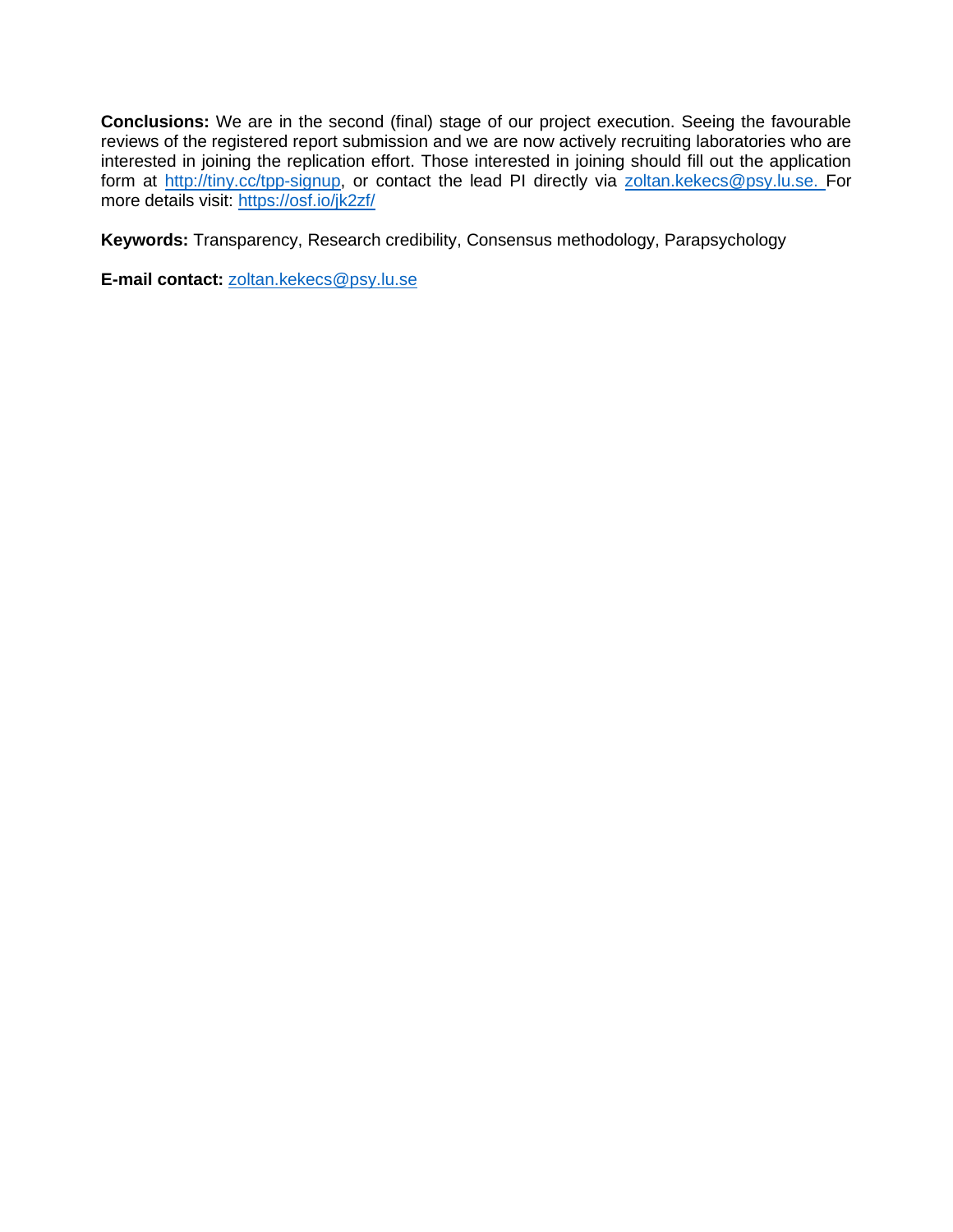**Conclusions:** We are in the second (final) stage of our project execution. Seeing the favourable reviews of the registered report submission and we are now actively recruiting laboratories who are interested in joining the replication effort. Those interested in joining should fill out the application form at http://tiny.cc/tpp-signup, or contact the lead PI directly via zoltan.kekecs@psy.lu.se. For more details visit: https://osf.io/jk2zf/

**Keywords:** Transparency, Research credibility, Consensus methodology, Parapsychology

**E-mail contact:** zoltan.kekecs@psy.lu.se